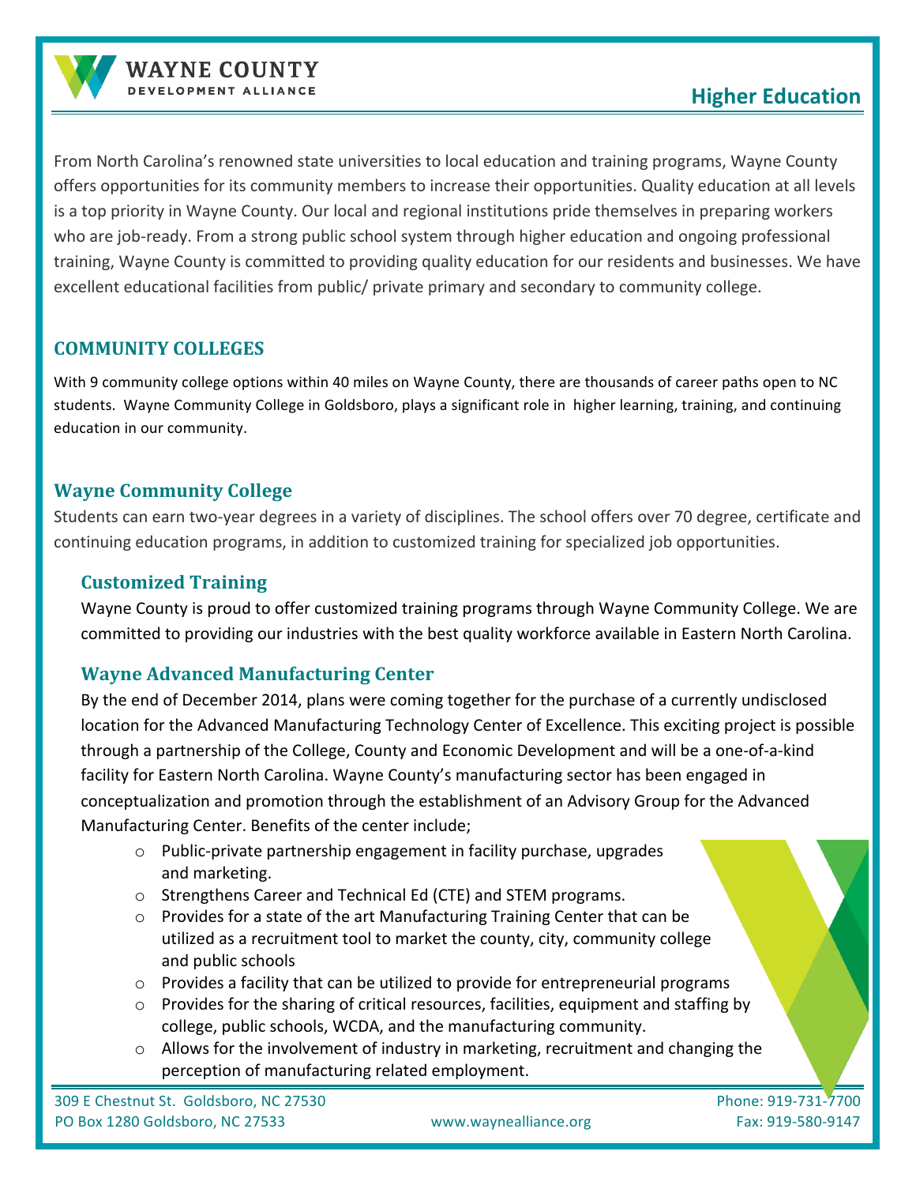# Higher Education

From North Carolina's renowned state universities to local education and training programs, Wayne County offers opportunities for its community members to increase their opportunities. Quality education at all levels is a top priority in Wayne County. Our local and regional institutions pride themselves in preparing workers who are job-ready. From a strong public school system through higher education and ongoing professional training, Wayne County is committed to providing quality education for our residents and businesses. We have excellent educational facilities from public/ private primary and secondary to community college.

## COMMUNITY COLLEGES

With 9 community college options within 40 miles on Wayne County, there are thousands of career paths open to NC students. Wayne Community College in Goldsboro, plays a significant role in higher learning, training, and continuing education in our community.

## Wayne Community College

Students can earn two-year degrees in a variety of disciplines. The school offers over 70 degree, certificate and continuing education programs, in addition to customized training for specialized job opportunities.

### Customized Training

Wayne County is proud to offer customized training programs through Wayne Community College. We are committed to providing our industries with the best quality workforce available in Eastern North Carolina.

### Wayne Advanced Manufacturing Center

By the end of December 2014, plans were coming together for the purchase of a currently undisclosed location for the Advanced Manufacturing Technology Center of Excellence. This exciting project is possible through a partnership of the College, County and Economic Development and will be a one-of-a-kind facility for Eastern North Carolina. Wayne County's manufacturing sector has been engaged in conceptualization and promotion through the establishment of an Advisory Group for the Advanced Manufacturing Center. Benefits of the center include;

- Public-private partnership engagement in facility purchase, upgrades and marketing.
- Strengthens Career and Technical Ed (CTE) and STEM programs.
- Provides for a state of the art Manufacturing Training Center that can be utilized as a recruitment tool to market the county, city, community college and public schools
- Provides a facility that can be utilized to provide for entrepreneurial programs
- Provides for the sharing of critical resources, facilities, equipment and staffing by college, public schools, WCDA, and the manufacturing community.
- Allows for the involvement of industry in marketing, recruitment and changing the perception of manufacturing related employment.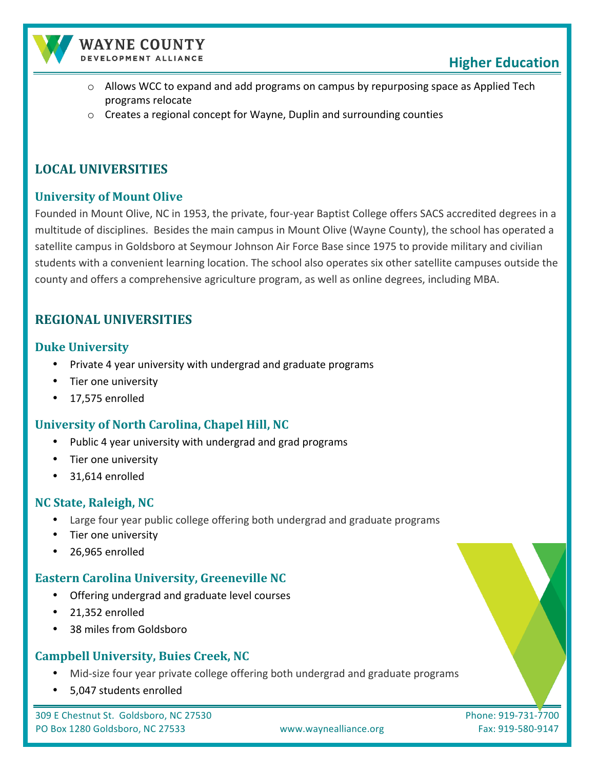- Allows WCC to expand and add programs on campus by repurposing space as Applied Tech programs relocate
- Creates a regional concept for Wayne, Duplin and surrounding counties

## LOCAL UNIVERSITIES

### University of Mount Olive

Founded in Mount Olive, NC in 1953, the private, four-year Baptist College offers SACS accredited degrees in a multitude of disciplines. Besides the main campus in Mount Olive (Wayne County), the school has operated a satellite campus in Goldsboro at Seymour Johnson Air Force Base since 1975 to provide military and civilian students with a convenient learning location. The school also operates six other satellite campuses outside the county and offers a comprehensive agriculture program, as well as online degrees, including MBA.

## REGIONAL UNIVERSITIES

### Duke University

- Private 4 year university with undergrad and graduate programs
- Tier one university
- 17,575 enrolled

### University of North Carolina, Chapel Hill, NC

- Public 4 year university with undergrad and grad programs
- Tier one university
- 31,614 enrolled

### NC State, Raleigh, NC

- Large four year public college offering both undergrad and graduate programs
- Tier one university
- 26,965 enrolled

### Eastern Carolina University, Greeneville NC

- Offering undergrad and graduate level courses
- 21,352 enrolled
- 38 miles from Goldsboro

### Campbell University, Buies Creek, NC

- Mid-size four year private college offering both undergrad and graduate programs
- 5,047 students enrolled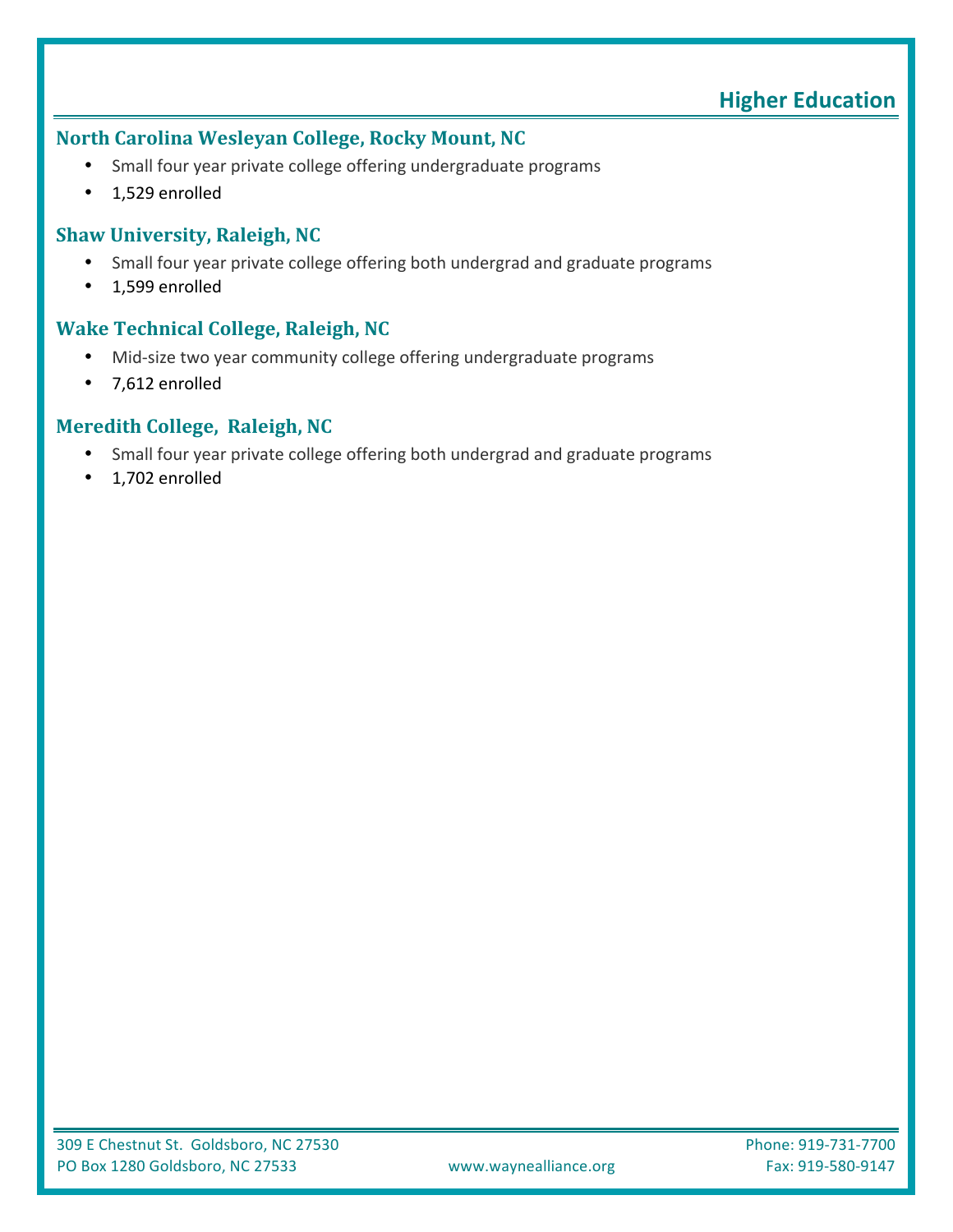## Higher Education

### North Carolina Wesleyan College, Rocky Mount, NC

- Small four year private college offering undergraduate programs
- 1,529 enrolled

### Shaw University, Raleigh, NC

- Small four year private college offering both undergrad and graduate programs
- 1,599 enrolled

### Wake Technical College, Raleigh, NC

- Mid-size two year community college offering undergraduate programs
- 7,612 enrolled

### Meredith College, Raleigh, NC

- Small four year private college offering both undergrad and graduate programs
- 1,702 enrolled